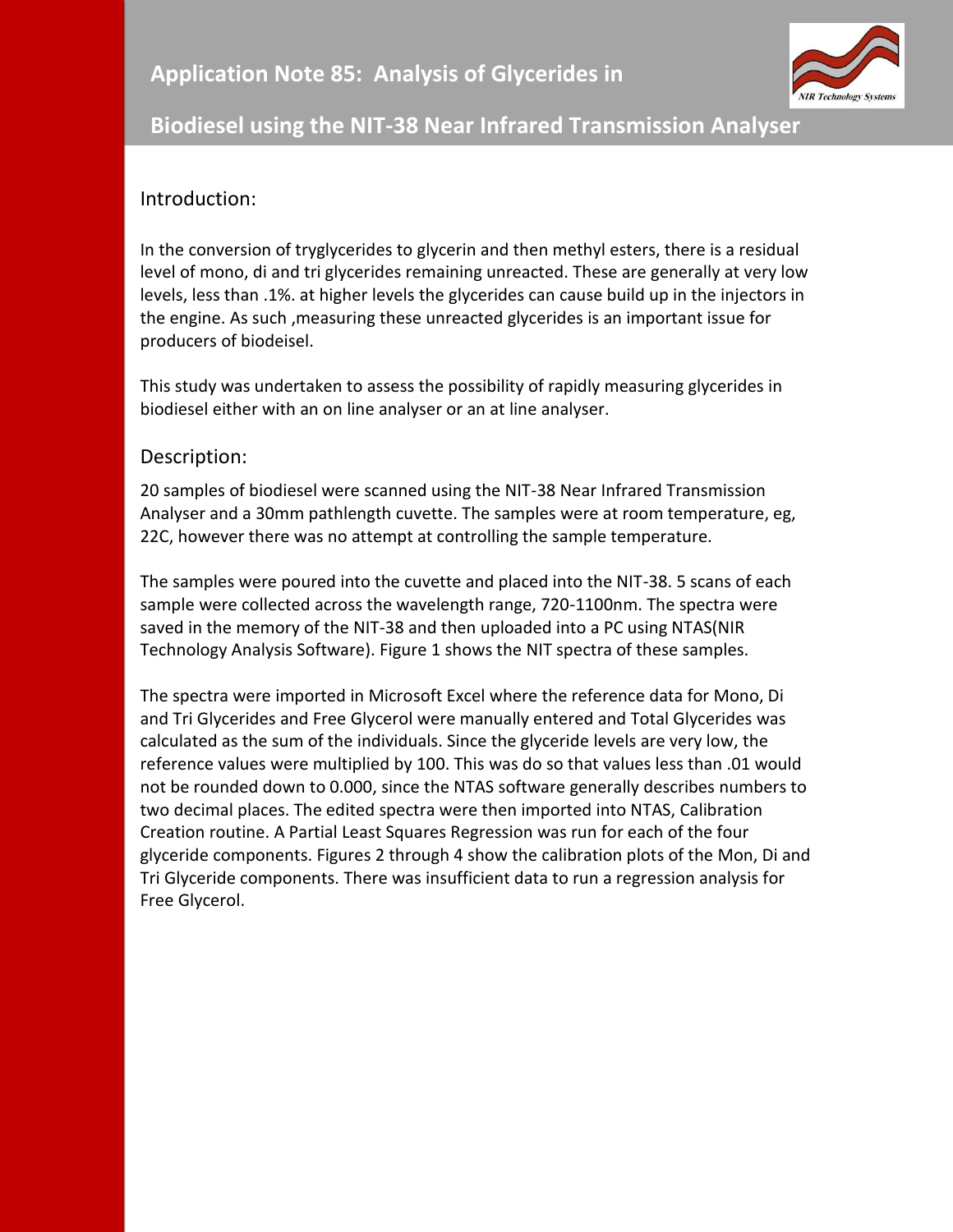# Application Note 85: Analysis of Glycerides in Biodiesel using the NIT-38 Near Infrared Transmission Analyser

## Introduction:

In the conversion of tryglycerides to glycerin and then methyl esters, there is a residual level of mono, di and tri glycerides remaining unreacted. These are generally at very low levels, less than .1%. at higher levels the glycerides can cause build up in the injectors in the engine. As such ,measuring these unreacted glycerides is an important issue for producers of biodeisel.

This study was undertaken to assess the possibility of rapidly measuring glycerides in biodiesel either with an on line analyser or an at line analyser.

## Description:

20 samples of biodiesel were scanned using the NIT-38 Near Infrared Transmission Analyser and a 30mm pathlength cuvette. The samples were at room temperature, eg, 22C, however there was no attempt at controlling the sample temperature.

The samples were poured into the cuvette and placed into the NIT-38. 5 scans of each sample were collected across the wavelength range, 720-1100nm. The spectra were saved in the memory of the NIT-38 and then uploaded into a PC using NTAS(NIR Technology Analysis Software). Figure 1 shows the NIT spectra of these samples.

The spectra were imported in Microsoft Excel where the reference data for Mono, Di and Tri Glycerides and Free Glycerol were manually entered and Total Glycerides was calculated as the sum of the individuals. Since the glyceride levels are very low, the reference values were multiplied by 100. This was do so that values less than .01 would not be rounded down to 0.000, since the NTAS software generally describes numbers to two decimal places. The edited spectra were then imported into NTAS, Calibration Creation routine. A Partial Least Squares Regression was run for each of the four glyceride components. Figures 2 through 4 show the calibration plots of the Mon, Di and Tri Glyceride components. There was insufficient data to run a regression analysis for Free Glycerol.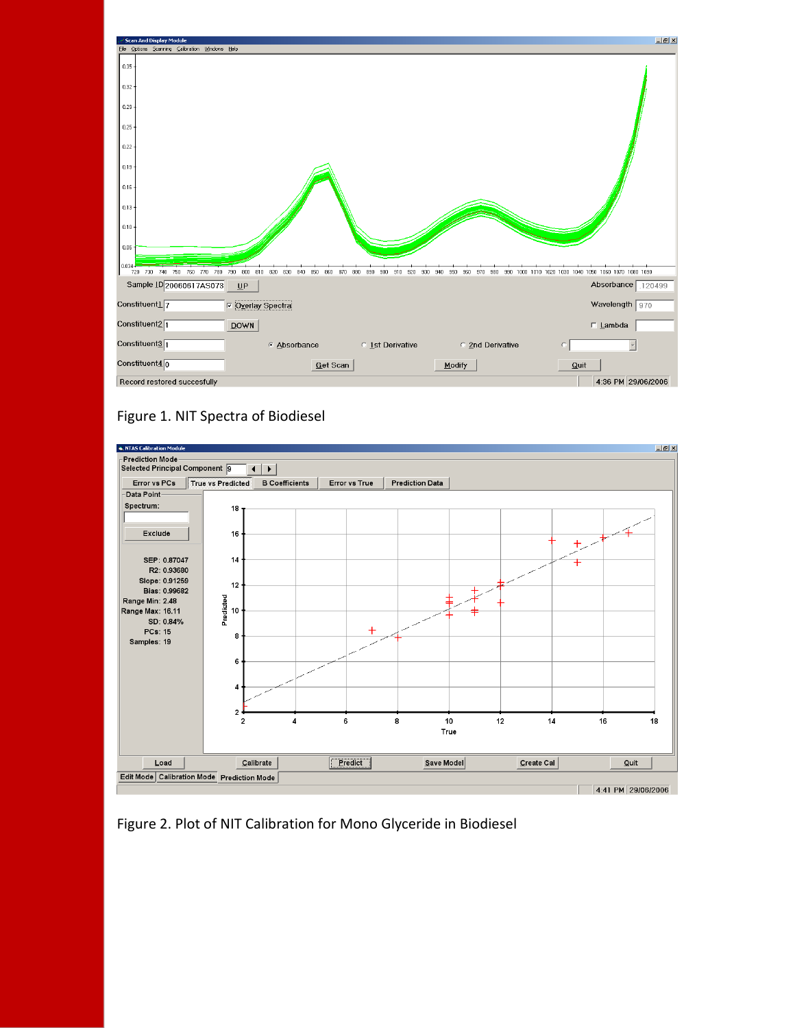Figure 1. NIT Spectra of Biodiesel

Figure 2. Plot of NIT Calibration for Mono Glyceride in Biodiesel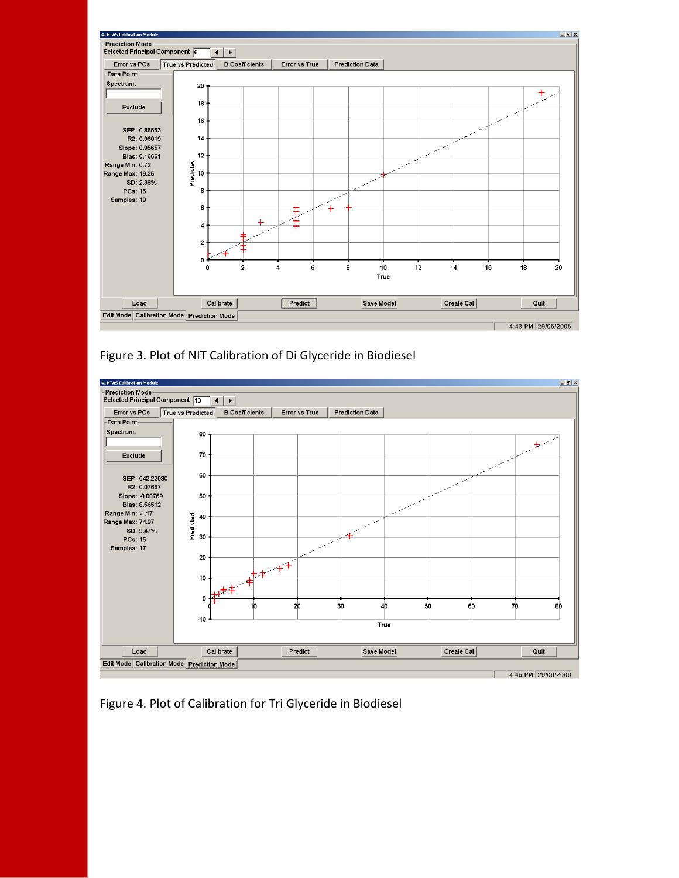Figure 3. Plot of NIT Calibration of Di Glyceride in Biodiesel

Figure 4. Plot of Calibration for Tri Glyceride in Biodiesel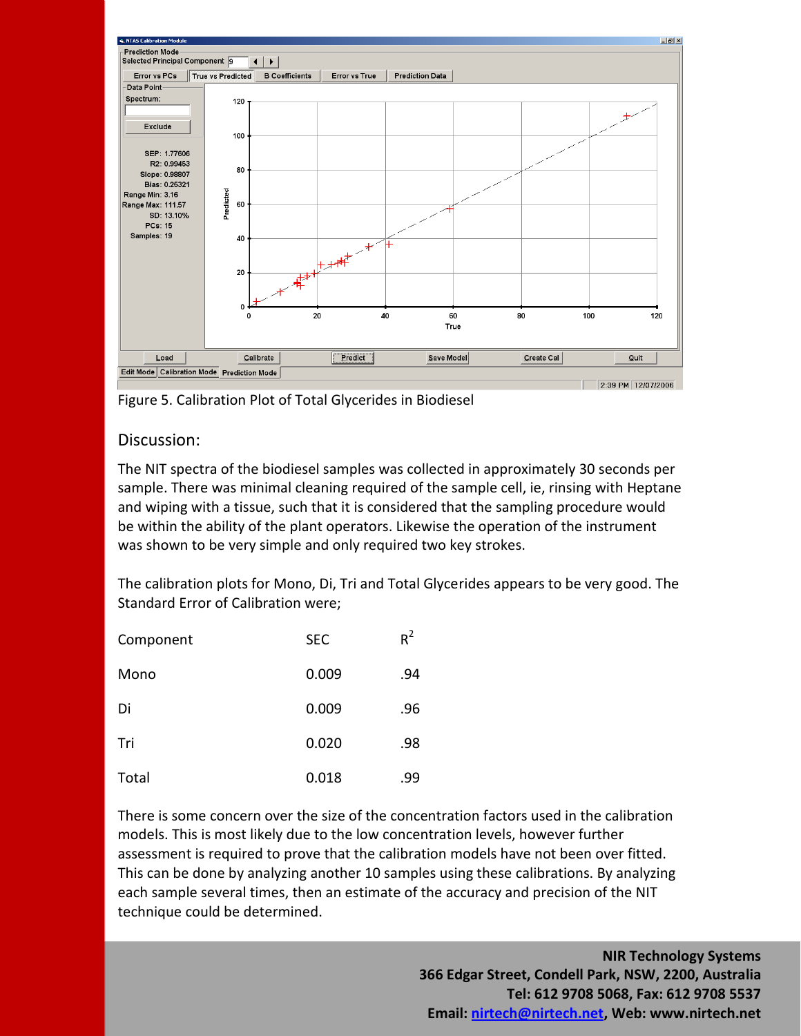NTAS Calibration Module

Prediction Mode

Selected Principal Component 9

Error vs PCs | True vs Predicted | B Coefficients | Error vs True | Prediction Data

Data Point

Spectrum:

Exclude

SEP: 1.77606
R2: 0.99453
Slope: 0.98807
Bias: 0.25321
Range Min: 3.16
Range Max: 111.57
SD: 13.10%
PCs: 15
Samples: 19

Predicted

True

0
20
40
60
80
100
120

Load | Calibrate | Predict | Save Model | Create Cal | Quit

Edit Mode | Calibration Mode | Prediction Mode

2:39 PM 12/07/2006

Figure 5. Calibration Plot of Total Glycerides in Biodiesel

## Discussion:

The NIT spectra of the biodiesel samples was collected in approximately 30 seconds per sample. There was minimal cleaning required of the sample cell, ie, rinsing with Heptane and wiping with a tissue, such that it is considered that the sampling procedure would be within the ability of the plant operators. Likewise the operation of the instrument was shown to be very simple and only required two key strokes.

The calibration plots for Mono, Di, Tri and Total Glycerides appears to be very good. The Standard Error of Calibration were;

| Component | SEC | $R^2$ |
|---|---|---|
| Mono | 0.009 | .94 |
| Di | 0.009 | .96 |
| Tri | 0.020 | .98 |
| Total | 0.018 | .99 |

There is some concern over the size of the concentration factors used in the calibration models. This is most likely due to the low concentration levels, however further assessment is required to prove that the calibration models have not been over fitted. This can be done by analyzing another 10 samples using these calibrations. By analyzing each sample several times, then an estimate of the accuracy and precision of the NIT technique could be determined.

**NIR Technology Systems**
**366 Edgar Street, Condell Park, NSW, 2200, Australia**
**Tel: 612 9708 5068, Fax: 612 9708 5537**
**Email: nirtech@nirtech.net, Web: www.nirtech.net**